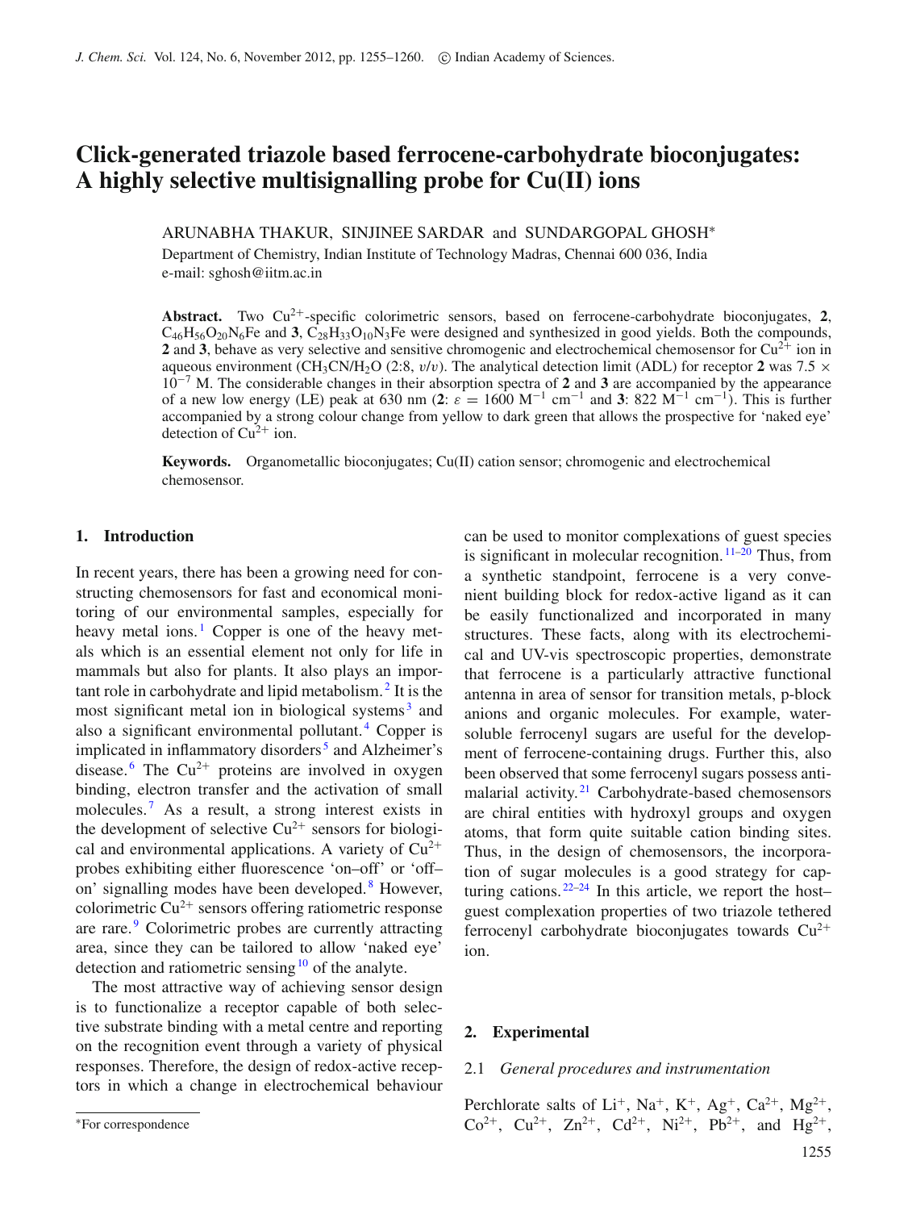# Click-generated triazole based ferrocene-carbohydrate bioconjugates: A highly selective multisignalling probe for Cu(II) ions

ARUNABHA THAKUR, SINJINEE SARDAR and SUNDARGOPAL GHOSH*

Department of Chemistry, Indian Institute of Technology Madras, Chennai 600 036, India
e-mail: sghosh@iitm.ac.in

**Abstract.** Two $Cu^{2+}$-specific colorimetric sensors, based on ferrocene-carbohydrate bioconjugates, **2**, $C_{46}H_{56}O_{20}N_6Fe$ and **3**, $C_{28}H_{33}O_{10}N_3Fe$ were designed and synthesized in good yields. Both the compounds, **2** and **3**, behave as very selective and sensitive chromogenic and electrochemical chemosensor for $Cu^{2+}$ ion in aqueous environment ($CH_3CN/H_2O$ (2:8, $v/v$). The analytical detection limit (ADL) for receptor **2** was $7.5 \times 10^{-7}$ M. The considerable changes in their absorption spectra of **2** and **3** are accompanied by the appearance of a new low energy (LE) peak at 630 nm (**2**: $\varepsilon = 1600\ M^{-1}\ cm^{-1}$ and **3**: $822\ M^{-1}\ cm^{-1}$). This is further accompanied by a strong colour change from yellow to dark green that allows the prospective for 'naked eye' detection of $Cu^{2+}$ ion.

**Keywords.** Organometallic bioconjugates; Cu(II) cation sensor; chromogenic and electrochemical chemosensor.

## 1. Introduction

In recent years, there has been a growing need for constructing chemosensors for fast and economical monitoring of our environmental samples, especially for heavy metal ions.[1] Copper is one of the heavy metals which is an essential element not only for life in mammals but also for plants. It also plays an important role in carbohydrate and lipid metabolism.[2] It is the most significant metal ion in biological systems[3] and also a significant environmental pollutant.[4] Copper is implicated in inflammatory disorders[5] and Alzheimer's disease.[6] The $Cu^{2+}$ proteins are involved in oxygen binding, electron transfer and the activation of small molecules.[7] As a result, a strong interest exists in the development of selective $Cu^{2+}$ sensors for biological and environmental applications. A variety of $Cu^{2+}$ probes exhibiting either fluorescence 'on–off' or 'off–on' signalling modes have been developed.[8] However, colorimetric $Cu^{2+}$ sensors offering ratiometric response are rare.[9] Colorimetric probes are currently attracting area, since they can be tailored to allow 'naked eye' detection and ratiometric sensing[10] of the analyte.

The most attractive way of achieving sensor design is to functionalize a receptor capable of both selective substrate binding with a metal centre and reporting on the recognition event through a variety of physical responses. Therefore, the design of redox-active receptors in which a change in electrochemical behaviour can be used to monitor complexations of guest species is significant in molecular recognition.[11–20] Thus, from a synthetic standpoint, ferrocene is a very convenient building block for redox-active ligand as it can be easily functionalized and incorporated in many structures. These facts, along with its electrochemical and UV-vis spectroscopic properties, demonstrate that ferrocene is a particularly attractive functional antenna in area of sensor for transition metals, p-block anions and organic molecules. For example, water-soluble ferrocenyl sugars are useful for the development of ferrocene-containing drugs. Further this, also been observed that some ferrocenyl sugars possess antimalarial activity.[21] Carbohydrate-based chemosensors are chiral entities with hydroxyl groups and oxygen atoms, that form quite suitable cation binding sites. Thus, in the design of chemosensors, the incorporation of sugar molecules is a good strategy for capturing cations.[22–24] In this article, we report the host–guest complexation properties of two triazole tethered ferrocenyl carbohydrate bioconjugates towards $Cu^{2+}$ ion.

## 2. Experimental

### 2.1 *General procedures and instrumentation*

Perchlorate salts of $Li^+$, $Na^+$, $K^+$, $Ag^+$, $Ca^{2+}$, $Mg^{2+}$, $Co^{2+}$, $Cu^{2+}$, $Zn^{2+}$, $Cd^{2+}$, $Ni^{2+}$, $Pb^{2+}$, and $Hg^{2+}$,

*For correspondence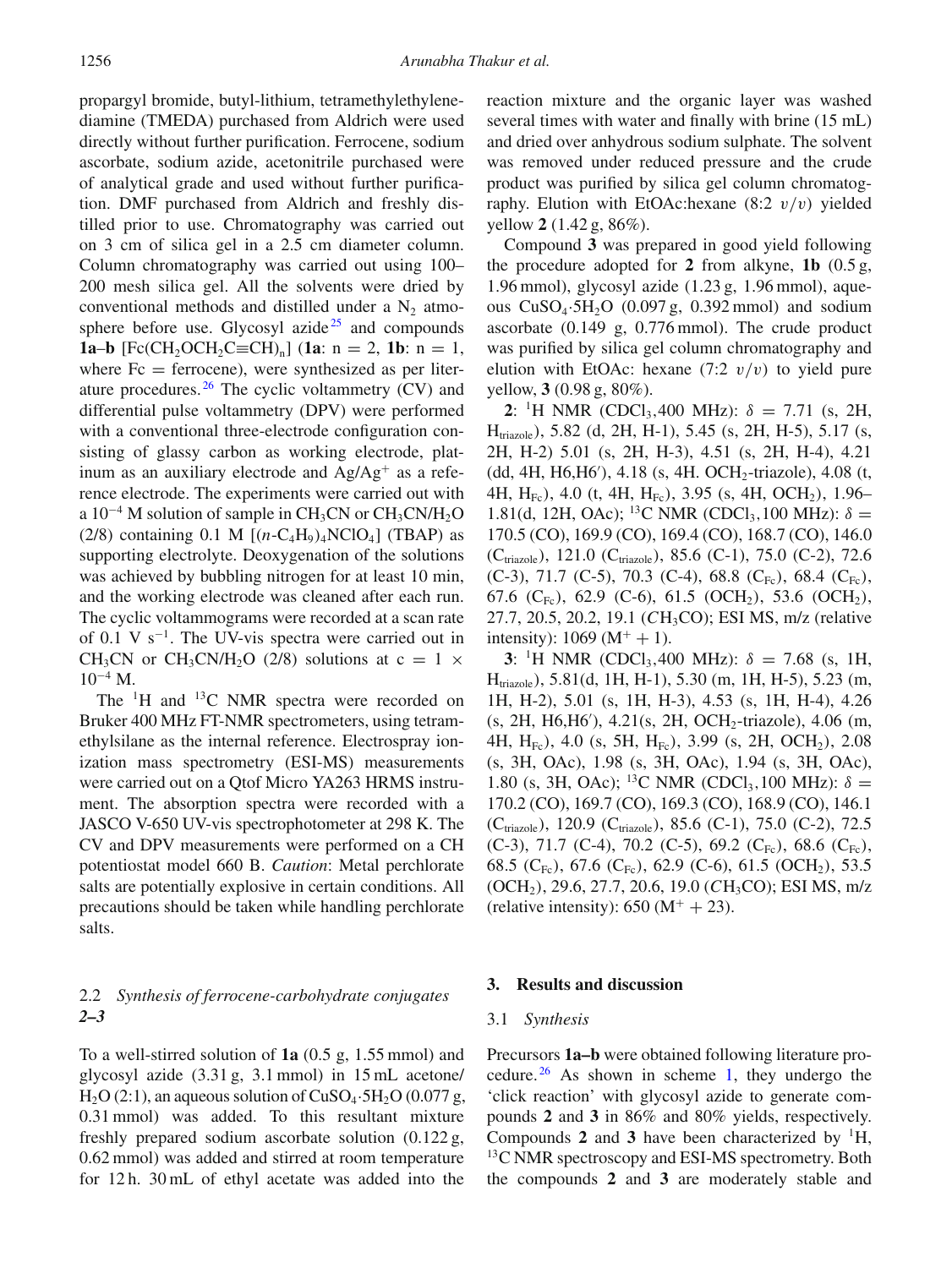propargyl bromide, butyl-lithium, tetramethylethylenediamine (TMEDA) purchased from Aldrich were used directly without further purification. Ferrocene, sodium ascorbate, sodium azide, acetonitrile purchased were of analytical grade and used without further purification. DMF purchased from Aldrich and freshly distilled prior to use. Chromatography was carried out on 3 cm of silica gel in a 2.5 cm diameter column. Column chromatography was carried out using 100–200 mesh silica gel. All the solvents were dried by conventional methods and distilled under a $N_2$ atmosphere before use. Glycosyl azide[25] and compounds **1a**–**b** [Fc($CH_2OCH_2C{\equiv}CH)_n$] (**1a**: n = 2, **1b**: n = 1, where Fc = ferrocene), were synthesized as per literature procedures.[26] The cyclic voltammetry (CV) and differential pulse voltammetry (DPV) were performed with a conventional three-electrode configuration consisting of glassy carbon as working electrode, platinum as an auxiliary electrode and $Ag/Ag^+$ as a reference electrode. The experiments were carried out with a $10^{-4}$ M solution of sample in $CH_3CN$ or $CH_3CN/H_2O$ (2/8) containing 0.1 M $[(n\text{-}C_4H_9)_4NClO_4]$ (TBAP) as supporting electrolyte. Deoxygenation of the solutions was achieved by bubbling nitrogen for at least 10 min, and the working electrode was cleaned after each run. The cyclic voltammograms were recorded at a scan rate of 0.1 V $s^{-1}$. The UV-vis spectra were carried out in $CH_3CN$ or $CH_3CN/H_2O$ (2/8) solutions at c = 1 × $10^{-4}$ M.

The $^1$H and $^{13}$C NMR spectra were recorded on Bruker 400 MHz FT-NMR spectrometers, using tetramethylsilane as the internal reference. Electrospray ionization mass spectrometry (ESI-MS) measurements were carried out on a Qtof Micro YA263 HRMS instrument. The absorption spectra were recorded with a JASCO V-650 UV-vis spectrophotometer at 298 K. The CV and DPV measurements were performed on a CH potentiostat model 660 B. *Caution*: Metal perchlorate salts are potentially explosive in certain conditions. All precautions should be taken while handling perchlorate salts.

### 2.2 *Synthesis of ferrocene-carbohydrate conjugates **2–3***

To a well-stirred solution of **1a** (0.5 g, 1.55 mmol) and glycosyl azide (3.31 g, 3.1 mmol) in 15 mL acetone/$H_2O$ (2:1), an aqueous solution of $CuSO_4{\cdot}5H_2O$ (0.077 g, 0.31 mmol) was added. To this resultant mixture freshly prepared sodium ascorbate solution (0.122 g, 0.62 mmol) was added and stirred at room temperature for 12 h. 30 mL of ethyl acetate was added into the reaction mixture and the organic layer was washed several times with water and finally with brine (15 mL) and dried over anhydrous sodium sulphate. The solvent was removed under reduced pressure and the crude product was purified by silica gel column chromatography. Elution with EtOAc:hexane (8:2 *v*/*v*) yielded yellow **2** (1.42 g, 86%).

Compound **3** was prepared in good yield following the procedure adopted for **2** from alkyne, **1b** (0.5 g, 1.96 mmol), glycosyl azide (1.23 g, 1.96 mmol), aqueous $CuSO_4{\cdot}5H_2O$ (0.097 g, 0.392 mmol) and sodium ascorbate (0.149 g, 0.776 mmol). The crude product was purified by silica gel column chromatography and elution with EtOAc: hexane (7:2 *v*/*v*) to yield pure yellow, **3** (0.98 g, 80%).

**2**: $^1$H NMR ($CDCl_3$, 400 MHz): δ = 7.71 (s, 2H, $H_{triazole}$), 5.82 (d, 2H, H-1), 5.45 (s, 2H, H-5), 5.17 (s, 2H, H-2) 5.01 (s, 2H, H-3), 4.51 (s, 2H, H-4), 4.21 (dd, 4H, H6,H6′), 4.18 (s, 4H. $OCH_2$-triazole), 4.08 (t, 4H, $H_{Fc}$), 4.0 (t, 4H, $H_{Fc}$), 3.95 (s, 4H, $OCH_2$), 1.96–1.81(d, 12H, OAc); $^{13}$C NMR ($CDCl_3$, 100 MHz): δ = 170.5 (CO), 169.9 (CO), 169.4 (CO), 168.7 (CO), 146.0 ($C_{triazole}$), 121.0 ($C_{triazole}$), 85.6 (C-1), 75.0 (C-2), 72.6 (C-3), 71.7 (C-5), 70.3 (C-4), 68.8 ($C_{Fc}$), 68.4 ($C_{Fc}$), 67.6 ($C_{Fc}$), 62.9 (C-6), 61.5 ($OCH_2$), 53.6 ($OCH_2$), 27.7, 20.5, 20.2, 19.1 ($CH_3$CO); ESI MS, m/z (relative intensity): 1069 ($M^+ + 1$).

**3**: $^1$H NMR ($CDCl_3$, 400 MHz): δ = 7.68 (s, 1H, $H_{triazole}$), 5.81(d, 1H, H-1), 5.30 (m, 1H, H-5), 5.23 (m, 1H, H-2), 5.01 (s, 1H, H-3), 4.53 (s, 1H, H-4), 4.26 (s, 2H, H6,H6′), 4.21(s, 2H, $OCH_2$-triazole), 4.06 (m, 4H, $H_{Fc}$), 4.0 (s, 5H, $H_{Fc}$), 3.99 (s, 2H, $OCH_2$), 2.08 (s, 3H, OAc), 1.98 (s, 3H, OAc), 1.94 (s, 3H, OAc), 1.80 (s, 3H, OAc); $^{13}$C NMR ($CDCl_3$, 100 MHz): δ = 170.2 (CO), 169.7 (CO), 169.3 (CO), 168.9 (CO), 146.1 ($C_{triazole}$), 120.9 ($C_{triazole}$), 85.6 (C-1), 75.0 (C-2), 72.5 (C-3), 71.7 (C-4), 70.2 (C-5), 69.2 ($C_{Fc}$), 68.6 ($C_{Fc}$), 68.5 ($C_{Fc}$), 67.6 ($C_{Fc}$), 62.9 (C-6), 61.5 ($OCH_2$), 53.5 ($OCH_2$), 29.6, 27.7, 20.6, 19.0 ($CH_3$CO); ESI MS, m/z (relative intensity): 650 ($M^+ + 23$).

## 3. Results and discussion

### 3.1 *Synthesis*

Precursors **1a–b** were obtained following literature procedure.[26] As shown in scheme 1, they undergo the 'click reaction' with glycosyl azide to generate compounds **2** and **3** in 86% and 80% yields, respectively. Compounds **2** and **3** have been characterized by $^1$H, $^{13}$C NMR spectroscopy and ESI-MS spectrometry. Both the compounds **2** and **3** are moderately stable and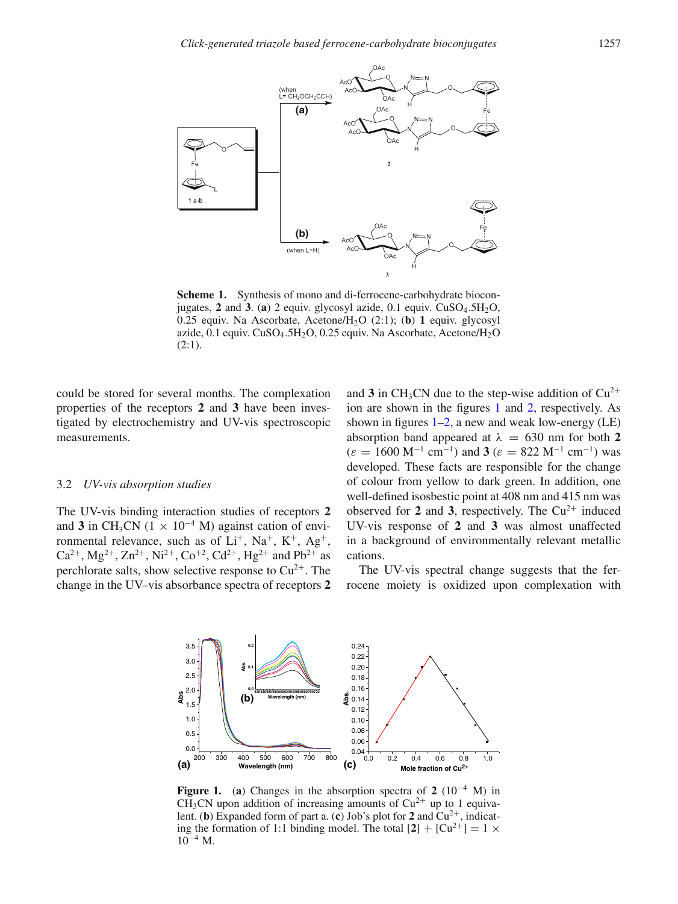**Scheme 1.** Synthesis of mono and di-ferrocene-carbohydrate bioconjugates, **2** and **3**. (**a**) 2 equiv. glycosyl azide, 0.1 equiv. $CuSO_4.5H_2O$, 0.25 equiv. Na Ascorbate, Acetone/$H_2O$ (2:1); (**b**) **1** equiv. glycosyl azide, 0.1 equiv. $CuSO_4.5H_2O$, 0.25 equiv. Na Ascorbate, Acetone/$H_2O$ (2:1).

could be stored for several months. The complexation properties of the receptors **2** and **3** have been investigated by electrochemistry and UV-vis spectroscopic measurements.

### 3.2 *UV-vis absorption studies*

The UV-vis binding interaction studies of receptors **2** and **3** in $CH_3CN$ ($1 \times 10^{-4}$ M) against cation of environmental relevance, such as of $Li^+$, $Na^+$, $K^+$, $Ag^+$, $Ca^{2+}$, $Mg^{2+}$, $Zn^{2+}$, $Ni^{2+}$, $Co^{+2}$, $Cd^{2+}$, $Hg^{2+}$ and $Pb^{2+}$ as perchlorate salts, show selective response to $Cu^{2+}$. The change in the UV–vis absorbance spectra of receptors **2** and **3** in $CH_3CN$ due to the step-wise addition of $Cu^{2+}$ ion are shown in the figures 1 and 2, respectively. As shown in figures 1–2, a new and weak low-energy (LE) absorption band appeared at $\lambda = 630$ nm for both **2** ($\varepsilon = 1600$ $M^{-1}$ $cm^{-1}$) and **3** ($\varepsilon = 822$ $M^{-1}$ $cm^{-1}$) was developed. These facts are responsible for the change of colour from yellow to dark green. In addition, one well-defined isosbestic point at 408 nm and 415 nm was observed for **2** and **3**, respectively. The $Cu^{2+}$ induced UV-vis response of **2** and **3** was almost unaffected in a background of environmentally relevant metallic cations.

The UV-vis spectral change suggests that the ferrocene moiety is oxidized upon complexation with

**Figure 1.** (**a**) Changes in the absorption spectra of **2** ($10^{-4}$ M) in $CH_3CN$ upon addition of increasing amounts of $Cu^{2+}$ up to 1 equivalent. (**b**) Expanded form of part a. (**c**) Job's plot for **2** and $Cu^{2+}$, indicating the formation of 1:1 binding model. The total [**2**] + [$Cu^{2+}$] = $1 \times 10^{-4}$ M.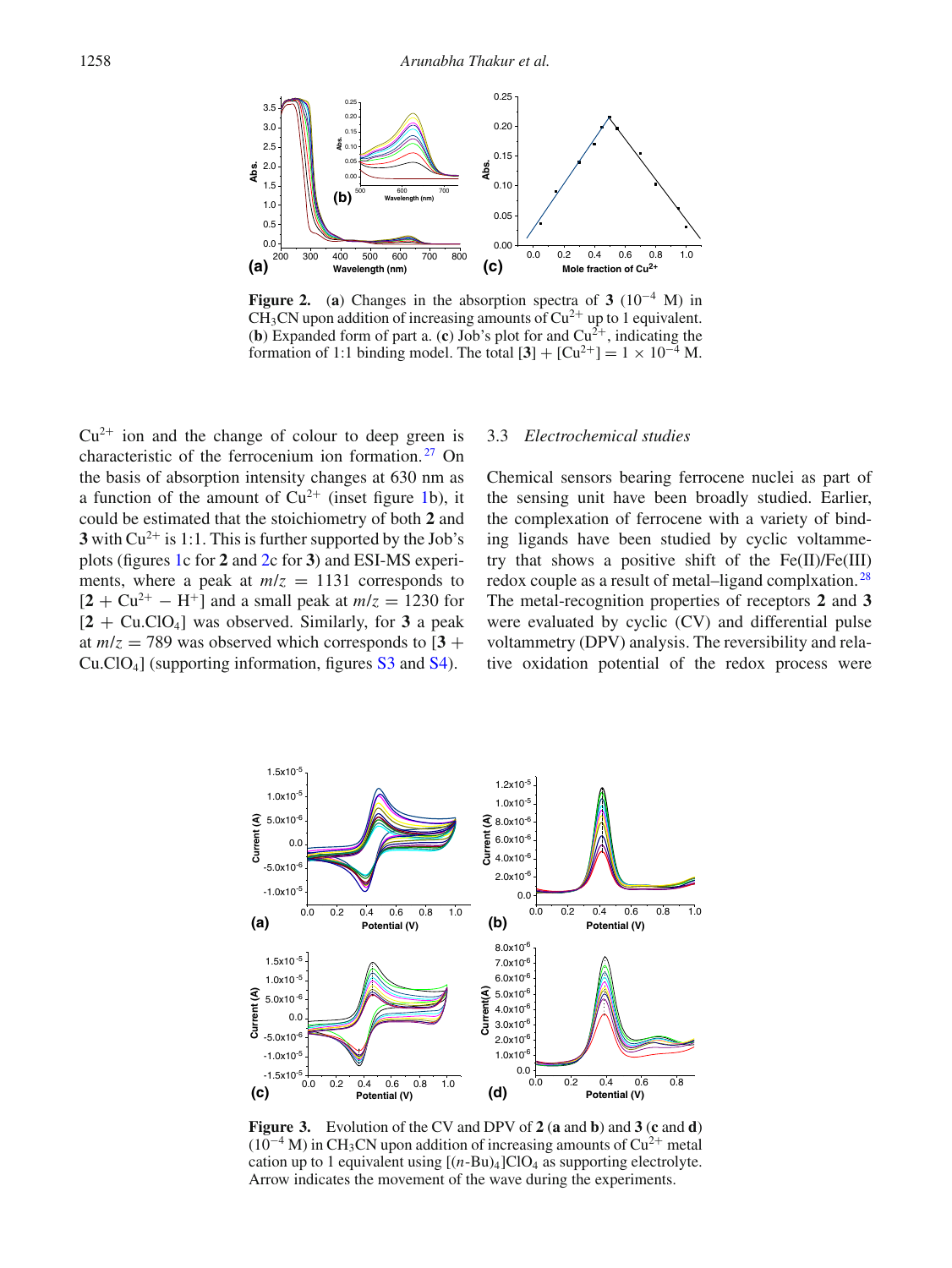**Figure 2.** (**a**) Changes in the absorption spectra of **3** ($10^{-4}$ M) in $CH_3CN$ upon addition of increasing amounts of $Cu^{2+}$ up to 1 equivalent. (**b**) Expanded form of part a. (**c**) Job's plot for and $Cu^{2+}$, indicating the formation of 1:1 binding model. The total $[\mathbf{3}] + [Cu^{2+}] = 1 \times 10^{-4}$ M.

$Cu^{2+}$ ion and the change of colour to deep green is characteristic of the ferrocenium ion formation.[27] On the basis of absorption intensity changes at 630 nm as a function of the amount of $Cu^{2+}$ (inset figure 1b), it could be estimated that the stoichiometry of both **2** and **3** with $Cu^{2+}$ is 1:1. This is further supported by the Job's plots (figures 1c for **2** and 2c for **3**) and ESI-MS experiments, where a peak at $m/z$ = 1131 corresponds to $[\mathbf{2} + Cu^{2+} - H^{+}]$ and a small peak at $m/z$ = 1230 for $[\mathbf{2} + Cu.ClO_4]$ was observed. Similarly, for **3** a peak at $m/z$ = 789 was observed which corresponds to $[\mathbf{3} + Cu.ClO_4]$ (supporting information, figures S3 and S4).

### 3.3 *Electrochemical studies*

Chemical sensors bearing ferrocene nuclei as part of the sensing unit have been broadly studied. Earlier, the complexation of ferrocene with a variety of binding ligands have been studied by cyclic voltammetry that shows a positive shift of the Fe(II)/Fe(III) redox couple as a result of metal–ligand complxation.[28] The metal-recognition properties of receptors **2** and **3** were evaluated by cyclic (CV) and differential pulse voltammetry (DPV) analysis. The reversibility and relative oxidation potential of the redox process were

**Figure 3.** Evolution of the CV and DPV of **2** (**a** and **b**) and **3** (**c** and **d**) ($10^{-4}$ M) in $CH_3CN$ upon addition of increasing amounts of $Cu^{2+}$ metal cation up to 1 equivalent using $[(n\text{-Bu})_4]ClO_4$ as supporting electrolyte. Arrow indicates the movement of the wave during the experiments.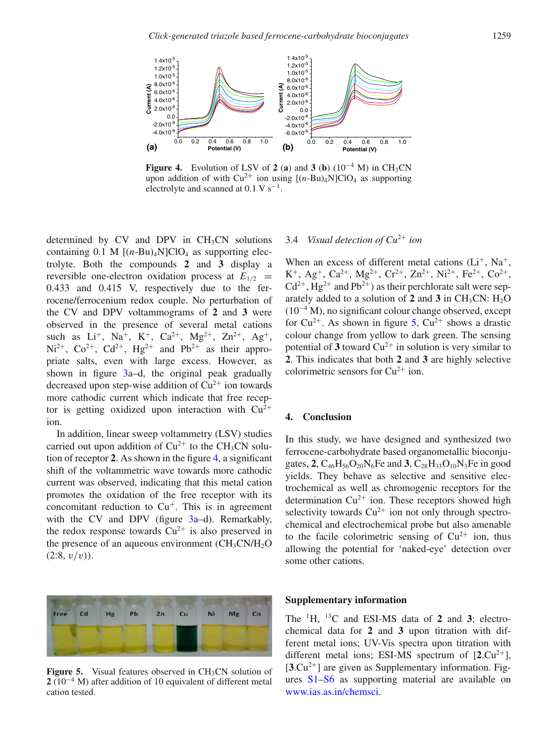**Figure 4.** Evolution of LSV of **2** (**a**) and **3** (**b**) ($10^{-4}$ M) in $CH_3CN$ upon addition of with $Cu^{2+}$ ion using $[(n\text{-Bu})_4N]ClO_4$ as supporting electrolyte and scanned at 0.1 V $s^{-1}$.

determined by CV and DPV in $CH_3CN$ solutions containing 0.1 M $[(n\text{-Bu})_4N]ClO_4$ as supporting electrolyte. Both the compounds **2** and **3** display a reversible one-electron oxidation process at $E_{1/2}$ = 0.433 and 0.415 V, respectively due to the ferrocene/ferrocenium redox couple. No perturbation of the CV and DPV voltammograms of **2** and **3** were observed in the presence of several metal cations such as $Li^+$, $Na^+$, $K^+$, $Ca^{2+}$, $Mg^{2+}$, $Zn^{2+}$, $Ag^+$, $Ni^{2+}$, $Co^{2+}$, $Cd^{2+}$, $Hg^{2+}$ and $Pb^{2+}$ as their appropriate salts, even with large excess. However, as shown in figure 3a–d, the original peak gradually decreased upon step-wise addition of $Cu^{2+}$ ion towards more cathodic current which indicate that free receptor is getting oxidized upon interaction with $Cu^{2+}$ ion.

In addition, linear sweep voltammetry (LSV) studies carried out upon addition of $Cu^{2+}$ to the $CH_3CN$ solution of receptor **2**. As shown in the figure 4, a significant shift of the voltammetric wave towards more cathodic current was observed, indicating that this metal cation promotes the oxidation of the free receptor with its concomitant reduction to $Cu^+$. This is in agreement with the CV and DPV (figure 3a–d). Remarkably, the redox response towards $Cu^{2+}$ is also preserved in the presence of an aqueous environment ($CH_3CN/H_2O$ (2:8, $v/v$)).

**Figure 5.** Visual features observed in $CH_3CN$ solution of **2** ($10^{-4}$ M) after addition of 10 equivalent of different metal cation tested.

### 3.4 *Visual detection of $Cu^{2+}$ ion*

When an excess of different metal cations ($Li^+$, $Na^+$, $K^+$, $Ag^+$, $Ca^{2+}$, $Mg^{2+}$, $Cr^{2+}$, $Zn^{2+}$, $Ni^{2+}$, $Fe^{2+}$, $Co^{2+}$, $Cd^{2+}$, $Hg^{2+}$ and $Pb^{2+}$) as their perchlorate salt were separately added to a solution of **2** and **3** in $CH_3CN$: $H_2O$ ($10^{-4}$ M), no significant colour change observed, except for $Cu^{2+}$. As shown in figure 5, $Cu^{2+}$ shows a drastic colour change from yellow to dark green. The sensing potential of **3** toward $Cu^{2+}$ in solution is very similar to **2**. This indicates that both **2** and **3** are highly selective colorimetric sensors for $Cu^{2+}$ ion.

## 4. Conclusion

In this study, we have designed and synthesized two ferrocene-carbohydrate based organometallic bioconjugates, **2**, $C_{46}H_{56}O_{20}N_6Fe$ and **3**, $C_{28}H_{33}O_{10}N_3Fe$ in good yields. They behave as selective and sensitive electrochemical as well as chromogenic receptors for the determination $Cu^{2+}$ ion. These receptors showed high selectivity towards $Cu^{2+}$ ion not only through spectrochemical and electrochemical probe but also amenable to the facile colorimetric sensing of $Cu^{2+}$ ion, thus allowing the potential for 'naked-eye' detection over some other cations.

## Supplementary information

The $^1H$, $^{13}C$ and ESI-MS data of **2** and **3**; electrochemical data for **2** and **3** upon titration with different metal ions; UV-Vis spectra upon titration with different metal ions; ESI-MS spectrum of [**2**.$Cu^{2+}$], [**3**.$Cu^{2+}$] are given as Supplementary information. Figures S1–S6 as supporting material are available on www.ias.as.in/chemsci.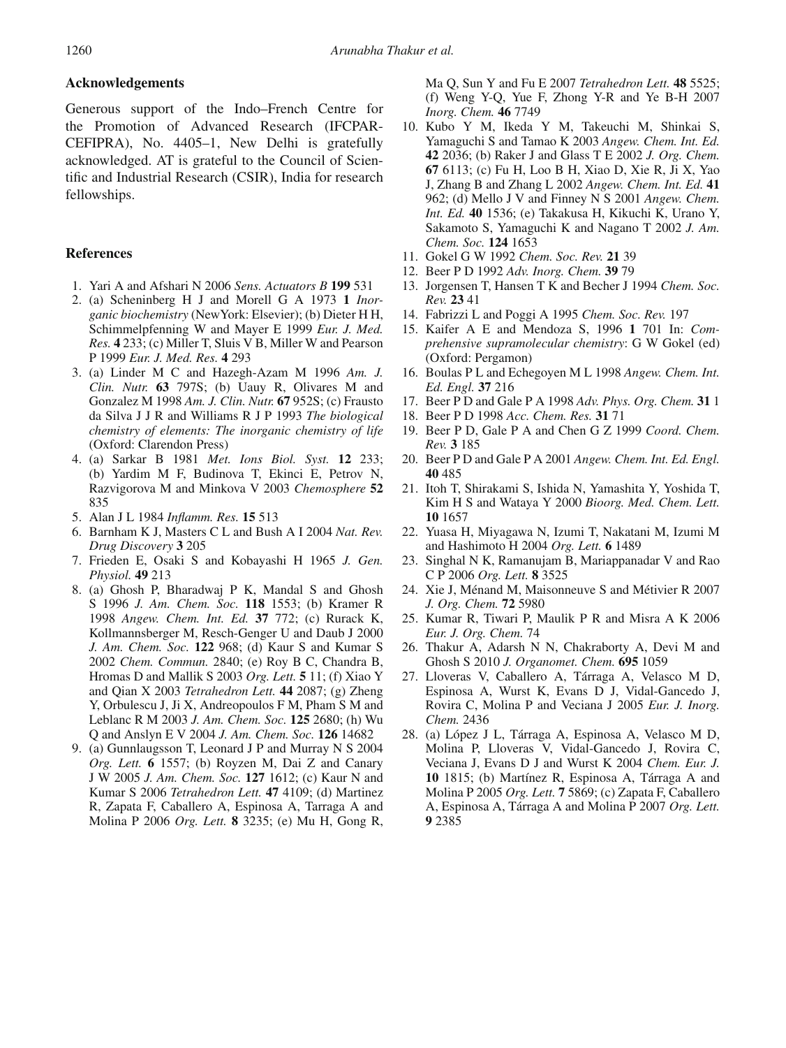### Acknowledgements

Generous support of the Indo–French Centre for the Promotion of Advanced Research (IFCPAR-CEFIPRA), No. 4405–1, New Delhi is gratefully acknowledged. AT is grateful to the Council of Scientific and Industrial Research (CSIR), India for research fellowships.

### References

1. Yari A and Afshari N 2006 *Sens. Actuators B* **199** 531
2. (a) Scheninberg H J and Morell G A 1973 **1** *Inorganic biochemistry* (NewYork: Elsevier); (b) Dieter H H, Schimmelpfenning W and Mayer E 1999 *Eur. J. Med. Res.* **4** 233; (c) Miller T, Sluis V B, Miller W and Pearson P 1999 *Eur. J. Med. Res.* **4** 293
3. (a) Linder M C and Hazegh-Azam M 1996 *Am. J. Clin. Nutr.* **63** 797S; (b) Uauy R, Olivares M and Gonzalez M 1998 *Am. J. Clin. Nutr.* **67** 952S; (c) Frausto da Silva J J R and Williams R J P 1993 *The biological chemistry of elements: The inorganic chemistry of life* (Oxford: Clarendon Press)
4. (a) Sarkar B 1981 *Met. Ions Biol. Syst.* **12** 233; (b) Yardim M F, Budinova T, Ekinci E, Petrov N, Razvigorova M and Minkova V 2003 *Chemosphere* **52** 835
5. Alan J L 1984 *Inflamm. Res.* **15** 513
6. Barnham K J, Masters C L and Bush A I 2004 *Nat. Rev. Drug Discovery* **3** 205
7. Frieden E, Osaki S and Kobayashi H 1965 *J. Gen. Physiol.* **49** 213
8. (a) Ghosh P, Bharadwaj P K, Mandal S and Ghosh S 1996 *J. Am. Chem. Soc.* **118** 1553; (b) Kramer R 1998 *Angew. Chem. Int. Ed.* **37** 772; (c) Rurack K, Kollmannsberger M, Resch-Genger U and Daub J 2000 *J. Am. Chem. Soc.* **122** 968; (d) Kaur S and Kumar S 2002 *Chem. Commun.* 2840; (e) Roy B C, Chandra B, Hromas D and Mallik S 2003 *Org. Lett.* **5** 11; (f) Xiao Y and Qian X 2003 *Tetrahedron Lett.* **44** 2087; (g) Zheng Y, Orbulescu J, Ji X, Andreopoulos F M, Pham S M and Leblanc R M 2003 *J. Am. Chem. Soc.* **125** 2680; (h) Wu Q and Anslyn E V 2004 *J. Am. Chem. Soc.* **126** 14682
9. (a) Gunnlaugsson T, Leonard J P and Murray N S 2004 *Org. Lett.* **6** 1557; (b) Royzen M, Dai Z and Canary J W 2005 *J. Am. Chem. Soc.* **127** 1612; (c) Kaur N and Kumar S 2006 *Tetrahedron Lett.* **47** 4109; (d) Martinez R, Zapata F, Caballero A, Espinosa A, Tarraga A and Molina P 2006 *Org. Lett.* **8** 3235; (e) Mu H, Gong R, Ma Q, Sun Y and Fu E 2007 *Tetrahedron Lett.* **48** 5525; (f) Weng Y-Q, Yue F, Zhong Y-R and Ye B-H 2007 *Inorg. Chem.* **46** 7749
10. Kubo Y M, Ikeda Y M, Takeuchi M, Shinkai S, Yamaguchi S and Tamao K 2003 *Angew. Chem. Int. Ed.* **42** 2036; (b) Raker J and Glass T E 2002 *J. Org. Chem.* **67** 6113; (c) Fu H, Loo B H, Xiao D, Xie R, Ji X, Yao J, Zhang B and Zhang L 2002 *Angew. Chem. Int. Ed.* **41** 962; (d) Mello J V and Finney N S 2001 *Angew. Chem. Int. Ed.* **40** 1536; (e) Takakusa H, Kikuchi K, Urano Y, Sakamoto S, Yamaguchi K and Nagano T 2002 *J. Am. Chem. Soc.* **124** 1653
11. Gokel G W 1992 *Chem. Soc. Rev.* **21** 39
12. Beer P D 1992 *Adv. Inorg. Chem.* **39** 79
13. Jorgensen T, Hansen T K and Becher J 1994 *Chem. Soc. Rev.* **23** 41
14. Fabrizzi L and Poggi A 1995 *Chem. Soc. Rev.* 197
15. Kaifer A E and Mendoza S, 1996 **1** 701 In: *Comprehensive supramolecular chemistry*: G W Gokel (ed) (Oxford: Pergamon)
16. Boulas P L and Echegoyen M L 1998 *Angew. Chem. Int. Ed. Engl.* **37** 216
17. Beer P D and Gale P A 1998 *Adv. Phys. Org. Chem.* **31** 1
18. Beer P D 1998 *Acc. Chem. Res.* **31** 71
19. Beer P D, Gale P A and Chen G Z 1999 *Coord. Chem. Rev.* **3** 185
20. Beer P D and Gale P A 2001 *Angew. Chem. Int. Ed. Engl.* **40** 485
21. Itoh T, Shirakami S, Ishida N, Yamashita Y, Yoshida T, Kim H S and Wataya Y 2000 *Bioorg. Med. Chem. Lett.* **10** 1657
22. Yuasa H, Miyagawa N, Izumi T, Nakatani M, Izumi M and Hashimoto H 2004 *Org. Lett.* **6** 1489
23. Singhal N K, Ramanujam B, Mariappanadar V and Rao C P 2006 *Org. Lett.* **8** 3525
24. Xie J, Ménand M, Maisonneuve S and Métivier R 2007 *J. Org. Chem.* **72** 5980
25. Kumar R, Tiwari P, Maulik P R and Misra A K 2006 *Eur. J. Org. Chem.* 74
26. Thakur A, Adarsh N N, Chakraborty A, Devi M and Ghosh S 2010 *J. Organomet. Chem.* **695** 1059
27. Lloveras V, Caballero A, Tárraga A, Velasco M D, Espinosa A, Wurst K, Evans D J, Vidal-Gancedo J, Rovira C, Molina P and Veciana J 2005 *Eur. J. Inorg. Chem.* 2436
28. (a) López J L, Tárraga A, Espinosa A, Velasco M D, Molina P, Lloveras V, Vidal-Gancedo J, Rovira C, Veciana J, Evans D J and Wurst K 2004 *Chem. Eur. J.* **10** 1815; (b) Martínez R, Espinosa A, Tárraga A and Molina P 2005 *Org. Lett.* **7** 5869; (c) Zapata F, Caballero A, Espinosa A, Tárraga A and Molina P 2007 *Org. Lett.* **9** 2385